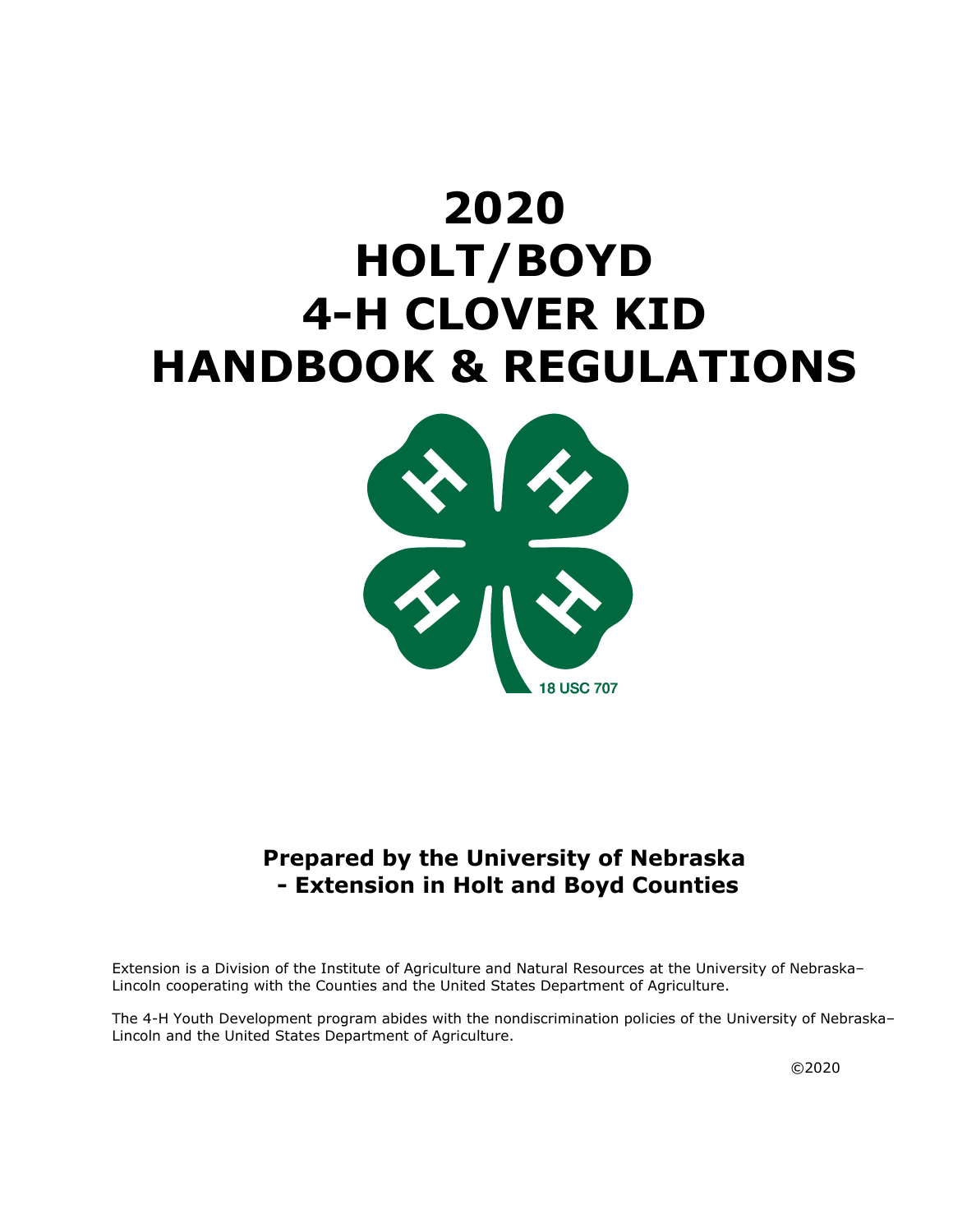# 2020 HOLT/BOYD 4-H CLOVER KID HANDBOOK & REGULATIONS

18 USC 707

**Prepared by the University of Nebraska - Extension in Holt and Boyd Counties**

Extension is a Division of the Institute of Agriculture and Natural Resources at the University of Nebraska–Lincoln cooperating with the Counties and the United States Department of Agriculture.

The 4-H Youth Development program abides with the nondiscrimination policies of the University of Nebraska–Lincoln and the United States Department of Agriculture.

©2020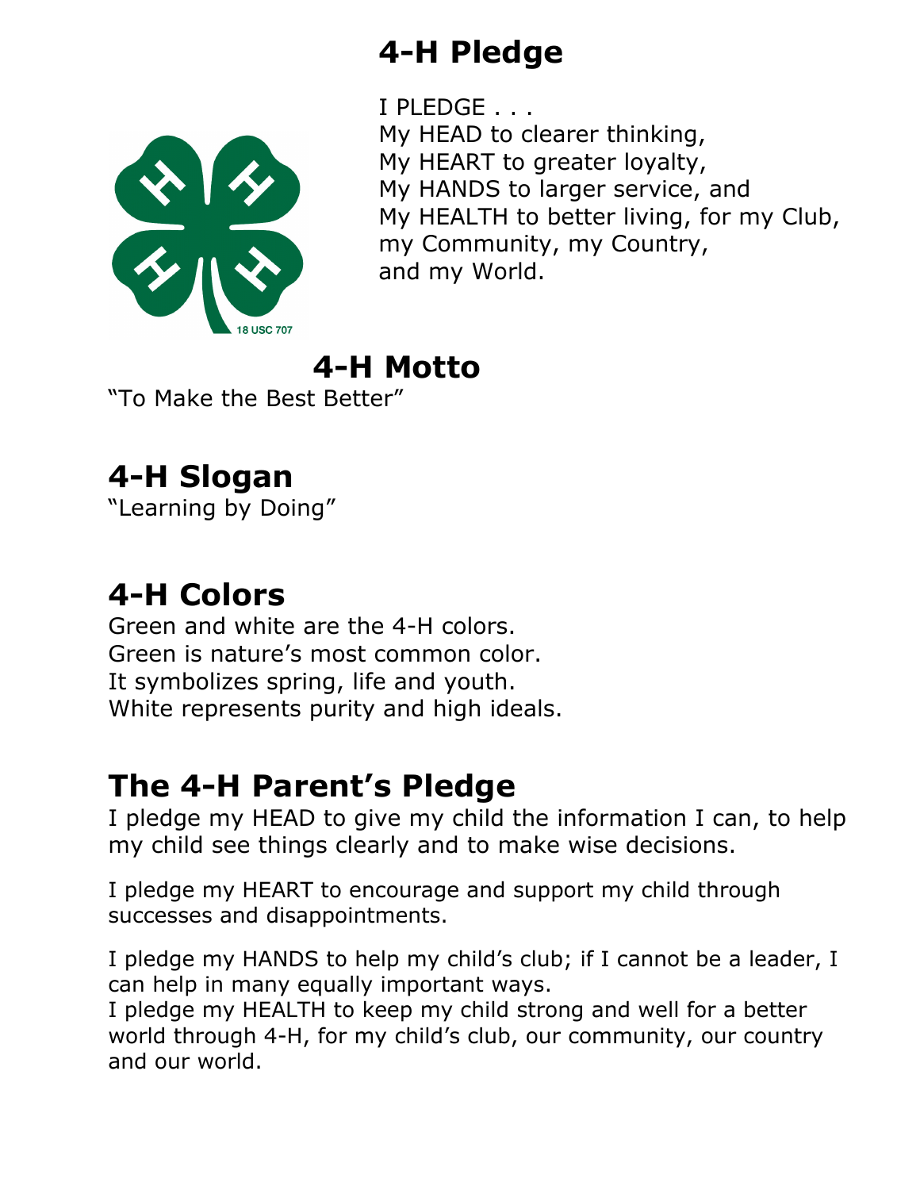## 4-H Pledge

I PLEDGE . . .
My HEAD to clearer thinking,
My HEART to greater loyalty,
My HANDS to larger service, and
My HEALTH to better living, for my Club,
my Community, my Country,
and my World.

18 USC 707

## 4-H Motto

"To Make the Best Better"

## 4-H Slogan

"Learning by Doing"

## 4-H Colors

Green and white are the 4-H colors.
Green is nature's most common color.
It symbolizes spring, life and youth.
White represents purity and high ideals.

## The 4-H Parent's Pledge

I pledge my HEAD to give my child the information I can, to help my child see things clearly and to make wise decisions.

I pledge my HEART to encourage and support my child through successes and disappointments.

I pledge my HANDS to help my child's club; if I cannot be a leader, I can help in many equally important ways.
I pledge my HEALTH to keep my child strong and well for a better world through 4-H, for my child's club, our community, our country and our world.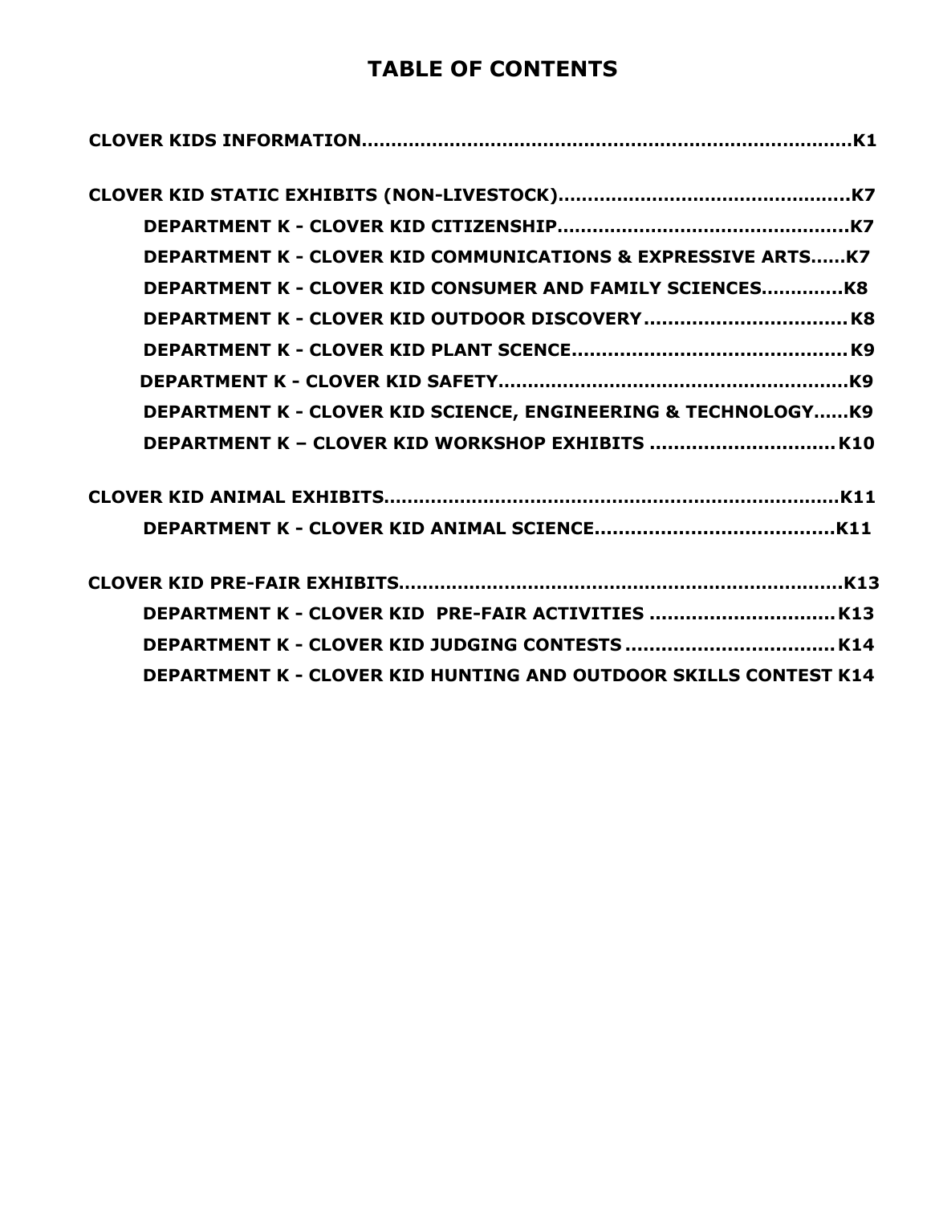# TABLE OF CONTENTS

**CLOVER KIDS INFORMATION.....................................................................................K1**

**CLOVER KID STATIC EXHIBITS (NON-LIVESTOCK)................................................K7**

- **DEPARTMENT K - CLOVER KID CITIZENSHIP.................................................K7**
- **DEPARTMENT K - CLOVER KID COMMUNICATIONS & EXPRESSIVE ARTS......K7**
- **DEPARTMENT K - CLOVER KID CONSUMER AND FAMILY SCIENCES.............K8**
- **DEPARTMENT K - CLOVER KID OUTDOOR DISCOVERY.................................K8**
- **DEPARTMENT K - CLOVER KID PLANT SCENCE.............................................K9**
- **DEPARTMENT K - CLOVER KID SAFETY...........................................................K9**
- **DEPARTMENT K - CLOVER KID SCIENCE, ENGINEERING & TECHNOLOGY......K9**
- **DEPARTMENT K – CLOVER KID WORKSHOP EXHIBITS ..............................K10**

**CLOVER KID ANIMAL EXHIBITS...........................................................................K11**

- **DEPARTMENT K - CLOVER KID ANIMAL SCIENCE.......................................K11**

**CLOVER KID PRE-FAIR EXHIBITS.........................................................................K13**

- **DEPARTMENT K - CLOVER KID PRE-FAIR ACTIVITIES ..............................K13**
- **DEPARTMENT K - CLOVER KID JUDGING CONTESTS ..................................K14**
- **DEPARTMENT K - CLOVER KID HUNTING AND OUTDOOR SKILLS CONTEST K14**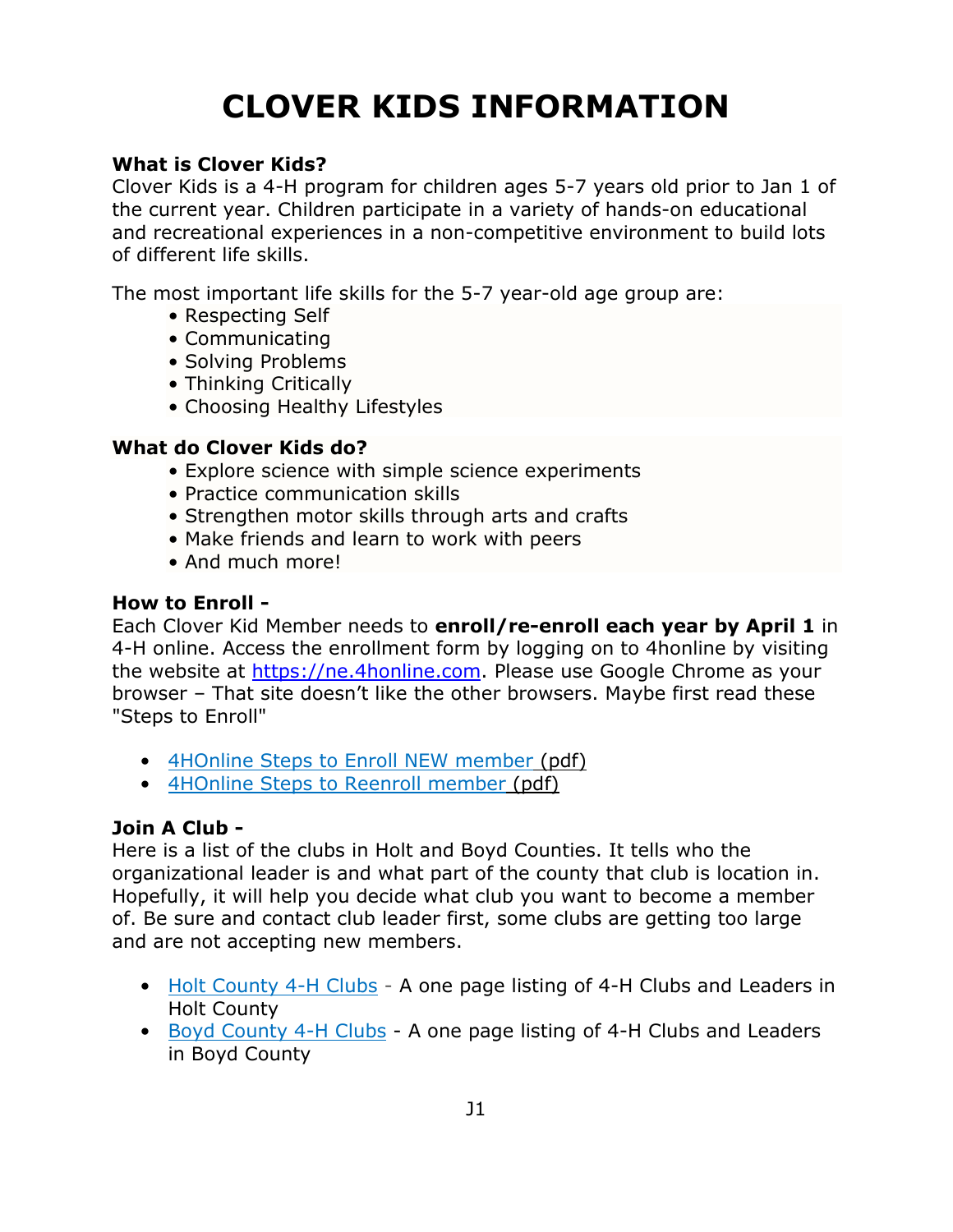# CLOVER KIDS INFORMATION

**What is Clover Kids?**
Clover Kids is a 4-H program for children ages 5-7 years old prior to Jan 1 of the current year. Children participate in a variety of hands-on educational and recreational experiences in a non-competitive environment to build lots of different life skills.

The most important life skills for the 5-7 year-old age group are:

- Respecting Self
- Communicating
- Solving Problems
- Thinking Critically
- Choosing Healthy Lifestyles

**What do Clover Kids do?**

- Explore science with simple science experiments
- Practice communication skills
- Strengthen motor skills through arts and crafts
- Make friends and learn to work with peers
- And much more!

**How to Enroll -**
Each Clover Kid Member needs to **enroll/re-enroll each year by April 1** in 4-H online. Access the enrollment form by logging on to 4honline by visiting the website at https://ne.4honline.com. Please use Google Chrome as your browser – That site doesn't like the other browsers. Maybe first read these "Steps to Enroll"

- 4HOnline Steps to Enroll NEW member (pdf)
- 4HOnline Steps to Reenroll member (pdf)

**Join A Club -**
Here is a list of the clubs in Holt and Boyd Counties. It tells who the organizational leader is and what part of the county that club is location in. Hopefully, it will help you decide what club you want to become a member of. Be sure and contact club leader first, some clubs are getting too large and are not accepting new members.

- Holt County 4-H Clubs - A one page listing of 4-H Clubs and Leaders in Holt County
- Boyd County 4-H Clubs - A one page listing of 4-H Clubs and Leaders in Boyd County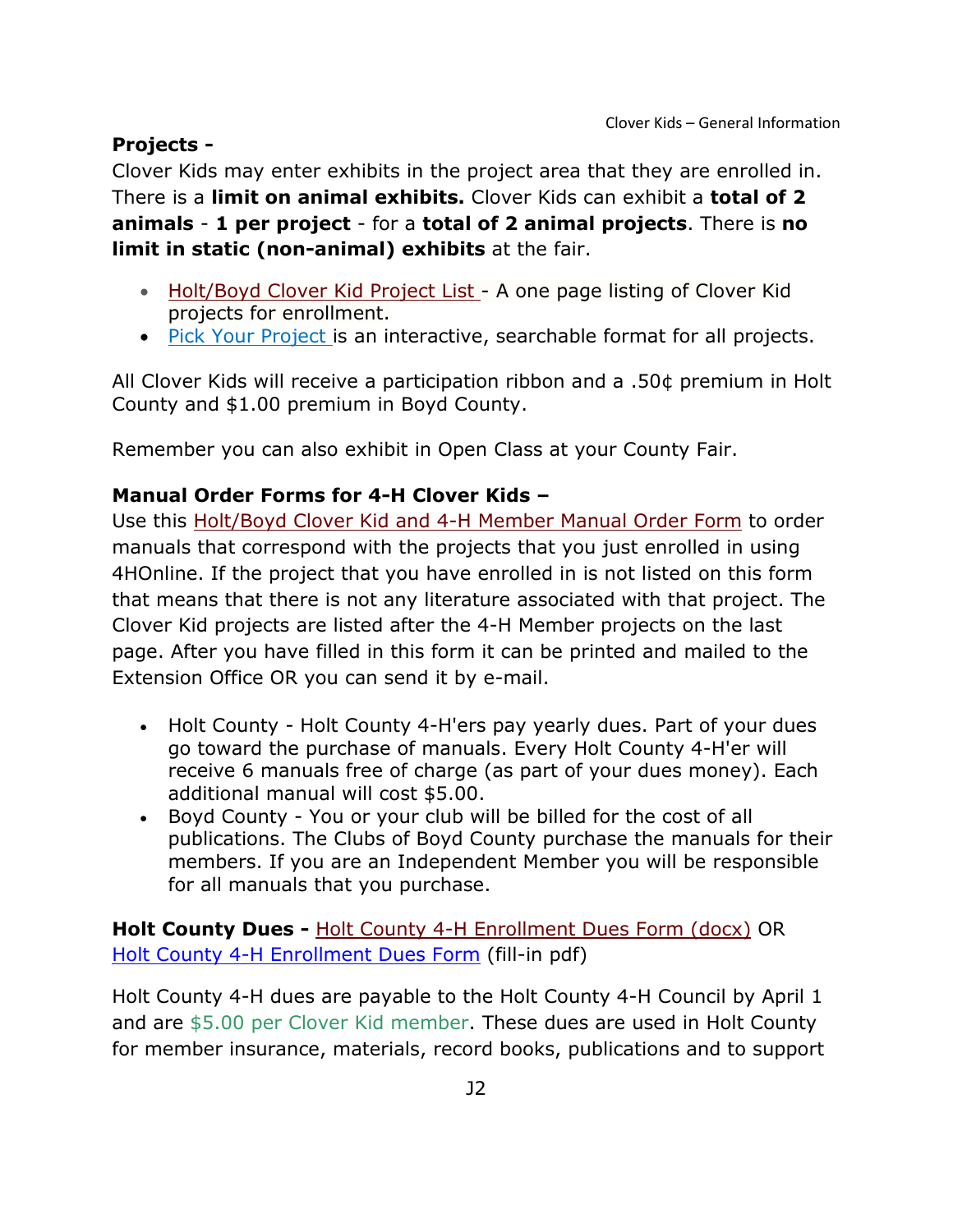**Projects -**

Clover Kids may enter exhibits in the project area that they are enrolled in. There is a **limit on animal exhibits.** Clover Kids can exhibit a **total of 2 animals** - **1 per project** - for a **total of 2 animal projects**. There is **no limit in static (non-animal) exhibits** at the fair.

- Holt/Boyd Clover Kid Project List - A one page listing of Clover Kid projects for enrollment.
- Pick Your Project is an interactive, searchable format for all projects.

All Clover Kids will receive a participation ribbon and a .50¢ premium in Holt County and $1.00 premium in Boyd County.

Remember you can also exhibit in Open Class at your County Fair.

**Manual Order Forms for 4-H Clover Kids –**

Use this Holt/Boyd Clover Kid and 4-H Member Manual Order Form to order manuals that correspond with the projects that you just enrolled in using 4HOnline. If the project that you have enrolled in is not listed on this form that means that there is not any literature associated with that project. The Clover Kid projects are listed after the 4-H Member projects on the last page. After you have filled in this form it can be printed and mailed to the Extension Office OR you can send it by e-mail.

- Holt County - Holt County 4-H'ers pay yearly dues. Part of your dues go toward the purchase of manuals. Every Holt County 4-H'er will receive 6 manuals free of charge (as part of your dues money). Each additional manual will cost $5.00.
- Boyd County - You or your club will be billed for the cost of all publications. The Clubs of Boyd County purchase the manuals for their members. If you are an Independent Member you will be responsible for all manuals that you purchase.

**Holt County Dues -** Holt County 4-H Enrollment Dues Form (docx) OR Holt County 4-H Enrollment Dues Form (fill-in pdf)

Holt County 4-H dues are payable to the Holt County 4-H Council by April 1 and are $5.00 per Clover Kid member. These dues are used in Holt County for member insurance, materials, record books, publications and to support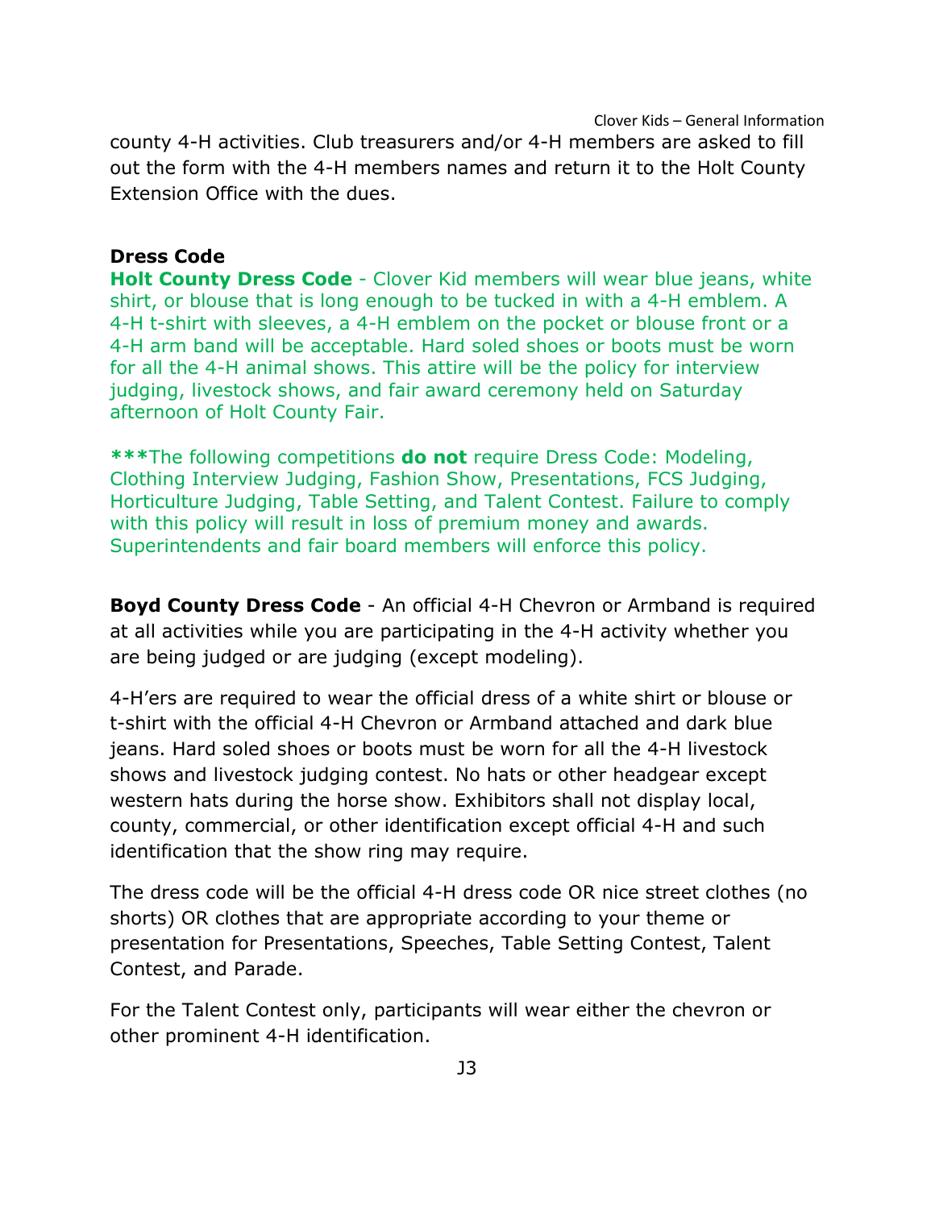county 4-H activities. Club treasurers and/or 4-H members are asked to fill out the form with the 4-H members names and return it to the Holt County Extension Office with the dues.

**Dress Code**

**Holt County Dress Code** - Clover Kid members will wear blue jeans, white shirt, or blouse that is long enough to be tucked in with a 4-H emblem. A 4-H t-shirt with sleeves, a 4-H emblem on the pocket or blouse front or a 4-H arm band will be acceptable. Hard soled shoes or boots must be worn for all the 4-H animal shows. This attire will be the policy for interview judging, livestock shows, and fair award ceremony held on Saturday afternoon of Holt County Fair.

**\*\*\***The following competitions **do not** require Dress Code: Modeling, Clothing Interview Judging, Fashion Show, Presentations, FCS Judging, Horticulture Judging, Table Setting, and Talent Contest. Failure to comply with this policy will result in loss of premium money and awards. Superintendents and fair board members will enforce this policy.

**Boyd County Dress Code** - An official 4-H Chevron or Armband is required at all activities while you are participating in the 4-H activity whether you are being judged or are judging (except modeling).

4-H'ers are required to wear the official dress of a white shirt or blouse or t-shirt with the official 4-H Chevron or Armband attached and dark blue jeans. Hard soled shoes or boots must be worn for all the 4-H livestock shows and livestock judging contest. No hats or other headgear except western hats during the horse show. Exhibitors shall not display local, county, commercial, or other identification except official 4-H and such identification that the show ring may require.

The dress code will be the official 4-H dress code OR nice street clothes (no shorts) OR clothes that are appropriate according to your theme or presentation for Presentations, Speeches, Table Setting Contest, Talent Contest, and Parade.

For the Talent Contest only, participants will wear either the chevron or other prominent 4-H identification.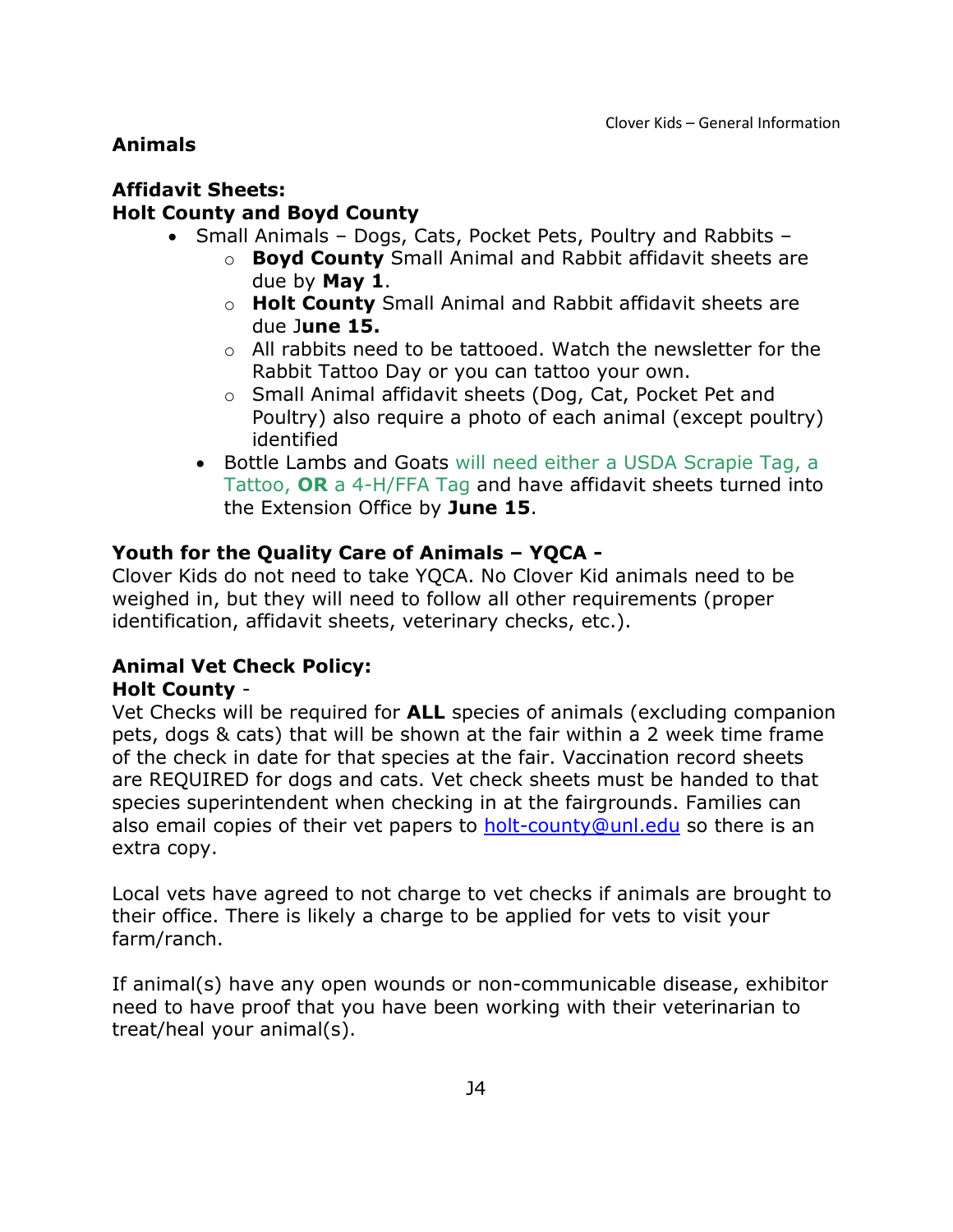## Animals

### Affidavit Sheets:
### Holt County and Boyd County

- Small Animals – Dogs, Cats, Pocket Pets, Poultry and Rabbits –
  - **Boyd County** Small Animal and Rabbit affidavit sheets are due by **May 1**.
  - **Holt County** Small Animal and Rabbit affidavit sheets are due J**une 15.**
  - All rabbits need to be tattooed. Watch the newsletter for the Rabbit Tattoo Day or you can tattoo your own.
  - Small Animal affidavit sheets (Dog, Cat, Pocket Pet and Poultry) also require a photo of each animal (except poultry) identified
- Bottle Lambs and Goats will need either a USDA Scrapie Tag, a Tattoo, **OR** a 4-H/FFA Tag and have affidavit sheets turned into the Extension Office by **June 15**.

### Youth for the Quality Care of Animals – YQCA -

Clover Kids do not need to take YQCA. No Clover Kid animals need to be weighed in, but they will need to follow all other requirements (proper identification, affidavit sheets, veterinary checks, etc.).

### Animal Vet Check Policy:
**Holt County** -

Vet Checks will be required for **ALL** species of animals (excluding companion pets, dogs & cats) that will be shown at the fair within a 2 week time frame of the check in date for that species at the fair. Vaccination record sheets are REQUIRED for dogs and cats. Vet check sheets must be handed to that species superintendent when checking in at the fairgrounds. Families can also email copies of their vet papers to holt-county@unl.edu so there is an extra copy.

Local vets have agreed to not charge to vet checks if animals are brought to their office. There is likely a charge to be applied for vets to visit your farm/ranch.

If animal(s) have any open wounds or non-communicable disease, exhibitor need to have proof that you have been working with their veterinarian to treat/heal your animal(s).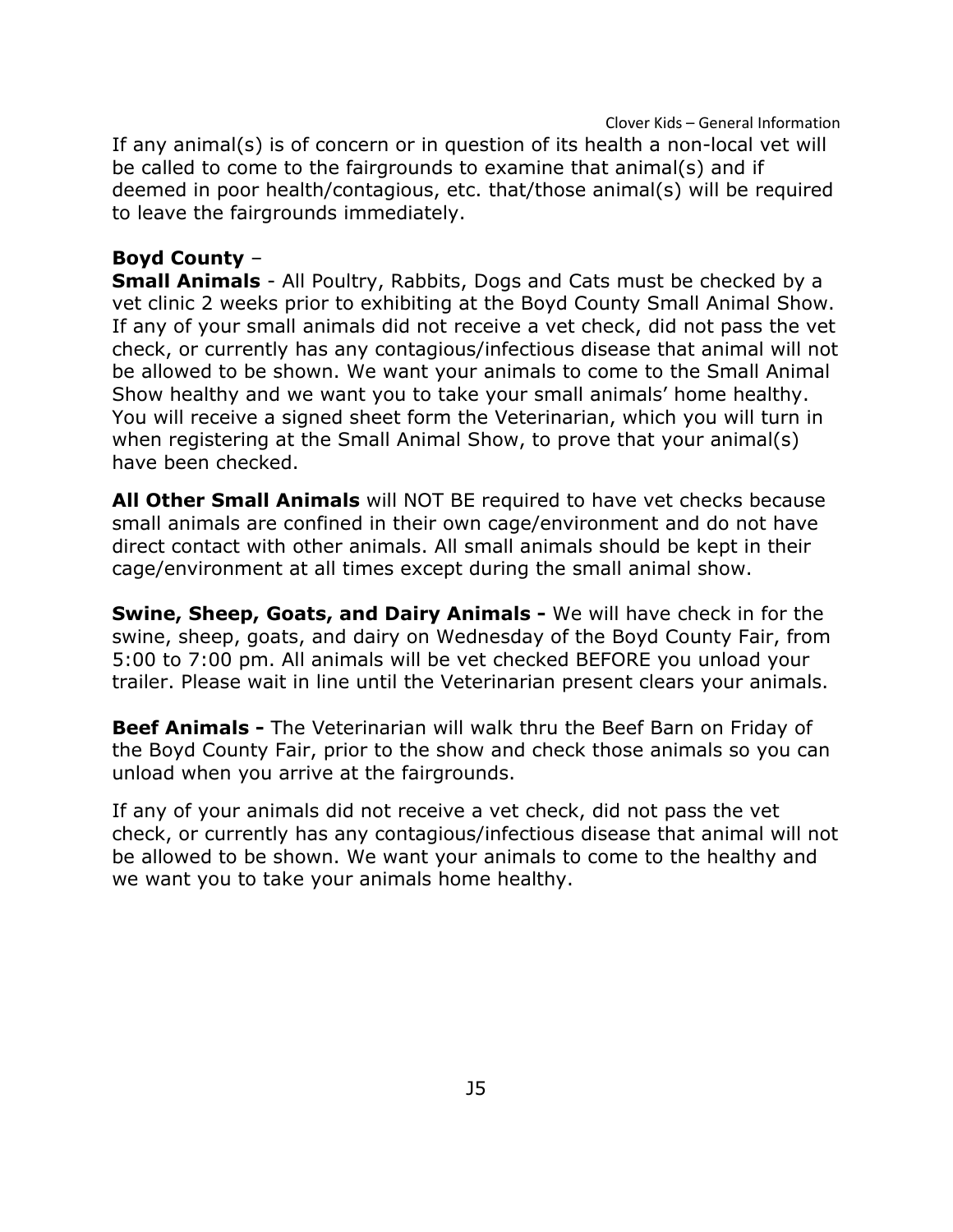If any animal(s) is of concern or in question of its health a non-local vet will be called to come to the fairgrounds to examine that animal(s) and if deemed in poor health/contagious, etc. that/those animal(s) will be required to leave the fairgrounds immediately.

**Boyd County** –
**Small Animals** - All Poultry, Rabbits, Dogs and Cats must be checked by a vet clinic 2 weeks prior to exhibiting at the Boyd County Small Animal Show. If any of your small animals did not receive a vet check, did not pass the vet check, or currently has any contagious/infectious disease that animal will not be allowed to be shown. We want your animals to come to the Small Animal Show healthy and we want you to take your small animals' home healthy. You will receive a signed sheet form the Veterinarian, which you will turn in when registering at the Small Animal Show, to prove that your animal(s) have been checked.

**All Other Small Animals** will NOT BE required to have vet checks because small animals are confined in their own cage/environment and do not have direct contact with other animals. All small animals should be kept in their cage/environment at all times except during the small animal show.

**Swine, Sheep, Goats, and Dairy Animals -** We will have check in for the swine, sheep, goats, and dairy on Wednesday of the Boyd County Fair, from 5:00 to 7:00 pm. All animals will be vet checked BEFORE you unload your trailer. Please wait in line until the Veterinarian present clears your animals.

**Beef Animals -** The Veterinarian will walk thru the Beef Barn on Friday of the Boyd County Fair, prior to the show and check those animals so you can unload when you arrive at the fairgrounds.

If any of your animals did not receive a vet check, did not pass the vet check, or currently has any contagious/infectious disease that animal will not be allowed to be shown. We want your animals to come to the healthy and we want you to take your animals home healthy.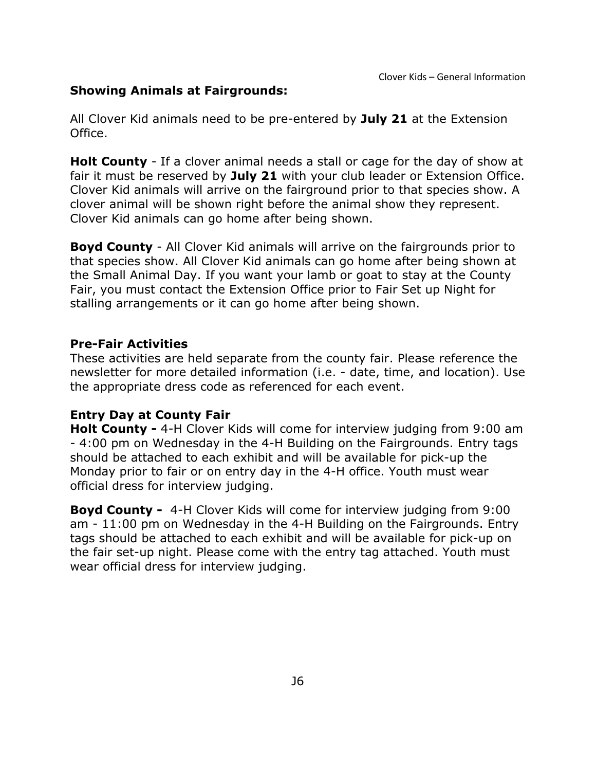## Showing Animals at Fairgrounds:

All Clover Kid animals need to be pre-entered by **July 21** at the Extension Office.

**Holt County** - If a clover animal needs a stall or cage for the day of show at fair it must be reserved by **July 21** with your club leader or Extension Office. Clover Kid animals will arrive on the fairground prior to that species show. A clover animal will be shown right before the animal show they represent. Clover Kid animals can go home after being shown.

**Boyd County** - All Clover Kid animals will arrive on the fairgrounds prior to that species show. All Clover Kid animals can go home after being shown at the Small Animal Day. If you want your lamb or goat to stay at the County Fair, you must contact the Extension Office prior to Fair Set up Night for stalling arrangements or it can go home after being shown.

### Pre-Fair Activities

These activities are held separate from the county fair. Please reference the newsletter for more detailed information (i.e. - date, time, and location). Use the appropriate dress code as referenced for each event.

### Entry Day at County Fair

**Holt County -** 4-H Clover Kids will come for interview judging from 9:00 am - 4:00 pm on Wednesday in the 4-H Building on the Fairgrounds. Entry tags should be attached to each exhibit and will be available for pick-up the Monday prior to fair or on entry day in the 4-H office. Youth must wear official dress for interview judging.

**Boyd County -** 4-H Clover Kids will come for interview judging from 9:00 am - 11:00 pm on Wednesday in the 4-H Building on the Fairgrounds. Entry tags should be attached to each exhibit and will be available for pick-up on the fair set-up night. Please come with the entry tag attached. Youth must wear official dress for interview judging.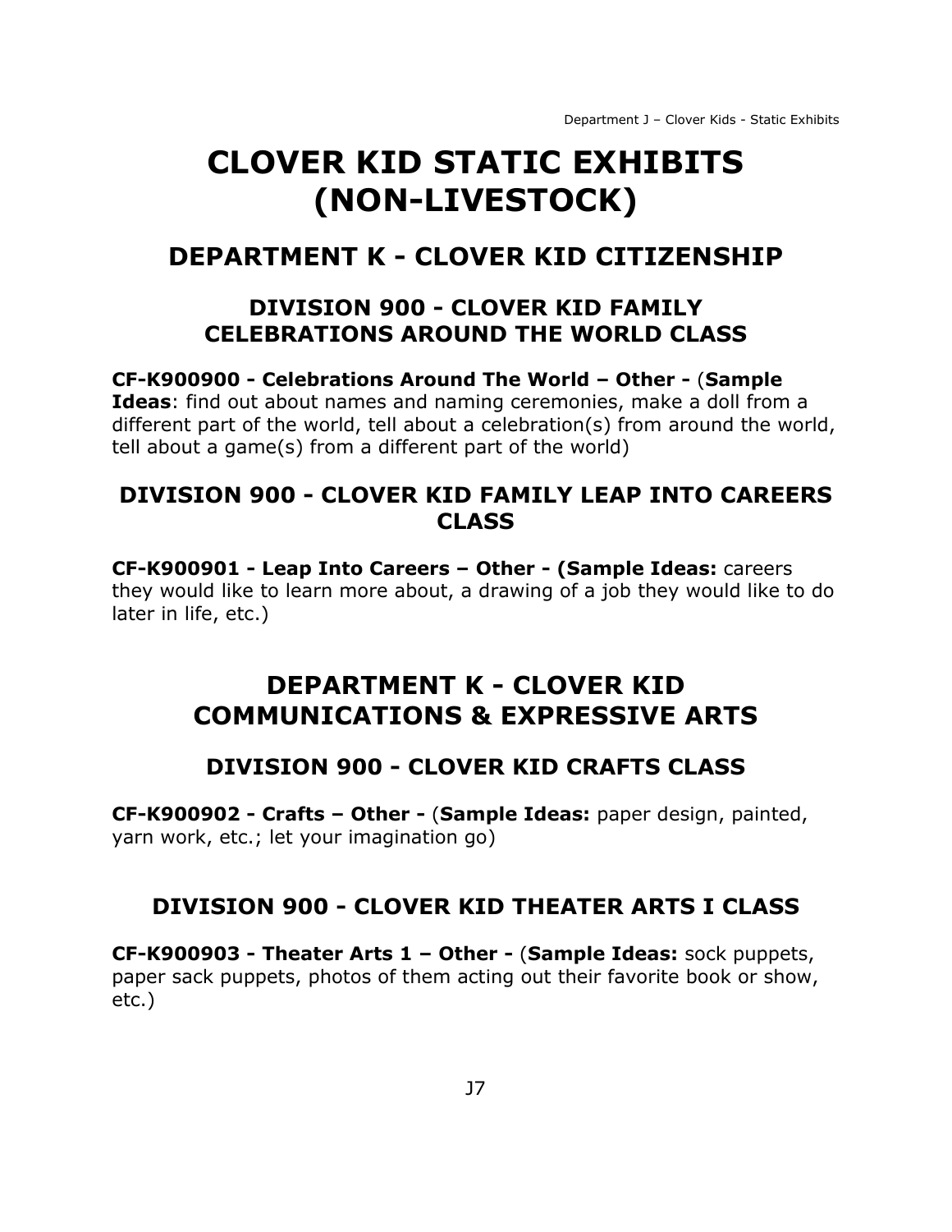# CLOVER KID STATIC EXHIBITS (NON-LIVESTOCK)

## DEPARTMENT K - CLOVER KID CITIZENSHIP

### DIVISION 900 - CLOVER KID FAMILY CELEBRATIONS AROUND THE WORLD CLASS

**CF-K900900 - Celebrations Around The World – Other -** (**Sample Ideas**: find out about names and naming ceremonies, make a doll from a different part of the world, tell about a celebration(s) from around the world, tell about a game(s) from a different part of the world)

### DIVISION 900 - CLOVER KID FAMILY LEAP INTO CAREERS CLASS

**CF-K900901 - Leap Into Careers – Other - (Sample Ideas:** careers they would like to learn more about, a drawing of a job they would like to do later in life, etc.)

## DEPARTMENT K - CLOVER KID COMMUNICATIONS & EXPRESSIVE ARTS

### DIVISION 900 - CLOVER KID CRAFTS CLASS

**CF-K900902 - Crafts – Other -** (**Sample Ideas:** paper design, painted, yarn work, etc.; let your imagination go)

### DIVISION 900 - CLOVER KID THEATER ARTS I CLASS

**CF-K900903 - Theater Arts 1 – Other -** (**Sample Ideas:** sock puppets, paper sack puppets, photos of them acting out their favorite book or show, etc.)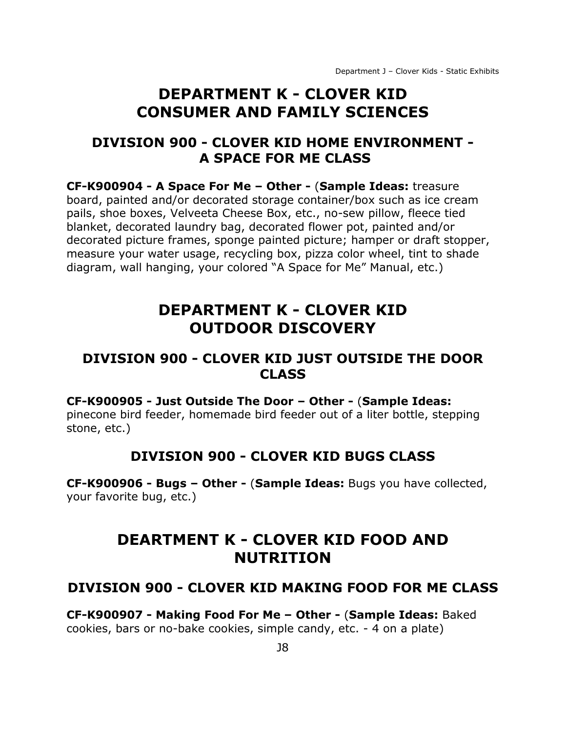# DEPARTMENT K - CLOVER KID CONSUMER AND FAMILY SCIENCES

## DIVISION 900 - CLOVER KID HOME ENVIRONMENT - A SPACE FOR ME CLASS

**CF-K900904 - A Space For Me – Other -** (**Sample Ideas:** treasure board, painted and/or decorated storage container/box such as ice cream pails, shoe boxes, Velveeta Cheese Box, etc., no-sew pillow, fleece tied blanket, decorated laundry bag, decorated flower pot, painted and/or decorated picture frames, sponge painted picture; hamper or draft stopper, measure your water usage, recycling box, pizza color wheel, tint to shade diagram, wall hanging, your colored "A Space for Me" Manual, etc.)

# DEPARTMENT K - CLOVER KID OUTDOOR DISCOVERY

## DIVISION 900 - CLOVER KID JUST OUTSIDE THE DOOR CLASS

**CF-K900905 - Just Outside The Door – Other -** (**Sample Ideas:** pinecone bird feeder, homemade bird feeder out of a liter bottle, stepping stone, etc.)

## DIVISION 900 - CLOVER KID BUGS CLASS

**CF-K900906 - Bugs – Other -** (**Sample Ideas:** Bugs you have collected, your favorite bug, etc.)

# DEARTMENT K - CLOVER KID FOOD AND NUTRITION

## DIVISION 900 - CLOVER KID MAKING FOOD FOR ME CLASS

**CF-K900907 - Making Food For Me – Other -** (**Sample Ideas:** Baked cookies, bars or no-bake cookies, simple candy, etc. - 4 on a plate)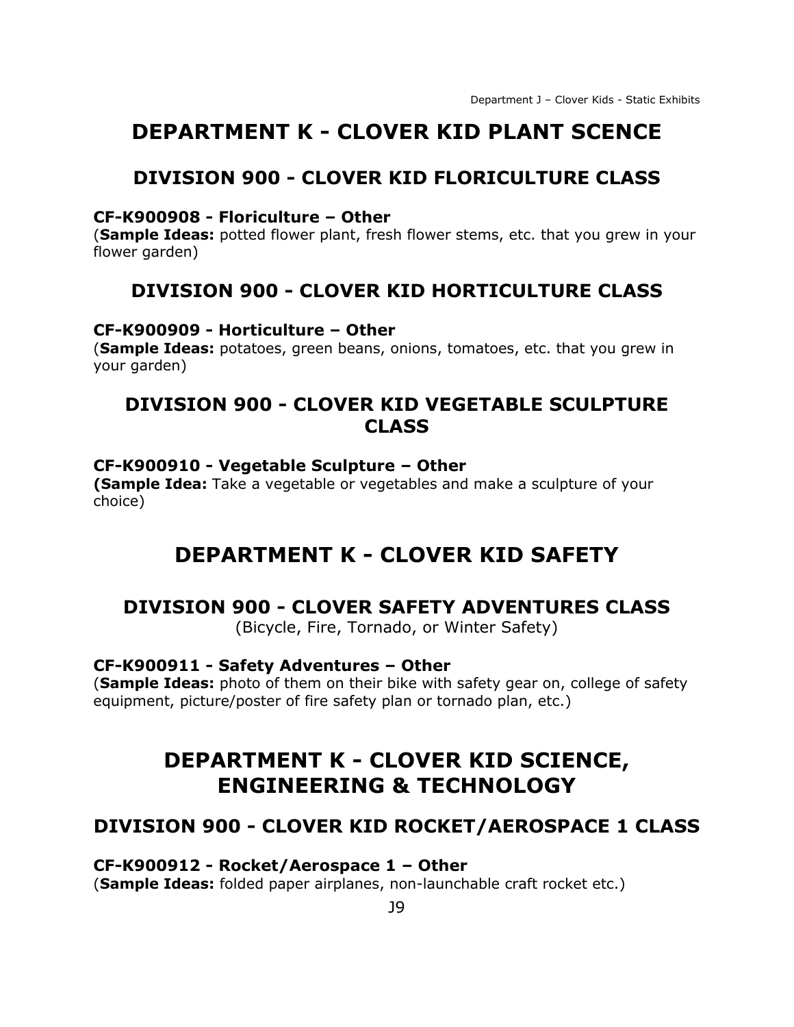# DEPARTMENT K - CLOVER KID PLANT SCENCE

## DIVISION 900 - CLOVER KID FLORICULTURE CLASS

**CF-K900908 - Floriculture – Other**
(**Sample Ideas:** potted flower plant, fresh flower stems, etc. that you grew in your flower garden)

## DIVISION 900 - CLOVER KID HORTICULTURE CLASS

**CF-K900909 - Horticulture – Other**
(**Sample Ideas:** potatoes, green beans, onions, tomatoes, etc. that you grew in your garden)

## DIVISION 900 - CLOVER KID VEGETABLE SCULPTURE CLASS

**CF-K900910 - Vegetable Sculpture – Other**
**(Sample Idea:** Take a vegetable or vegetables and make a sculpture of your choice)

# DEPARTMENT K - CLOVER KID SAFETY

## DIVISION 900 - CLOVER SAFETY ADVENTURES CLASS

(Bicycle, Fire, Tornado, or Winter Safety)

**CF-K900911 - Safety Adventures – Other**
(**Sample Ideas:** photo of them on their bike with safety gear on, college of safety equipment, picture/poster of fire safety plan or tornado plan, etc.)

# DEPARTMENT K - CLOVER KID SCIENCE, ENGINEERING & TECHNOLOGY

## DIVISION 900 - CLOVER KID ROCKET/AEROSPACE 1 CLASS

**CF-K900912 - Rocket/Aerospace 1 – Other**
(**Sample Ideas:** folded paper airplanes, non-launchable craft rocket etc.)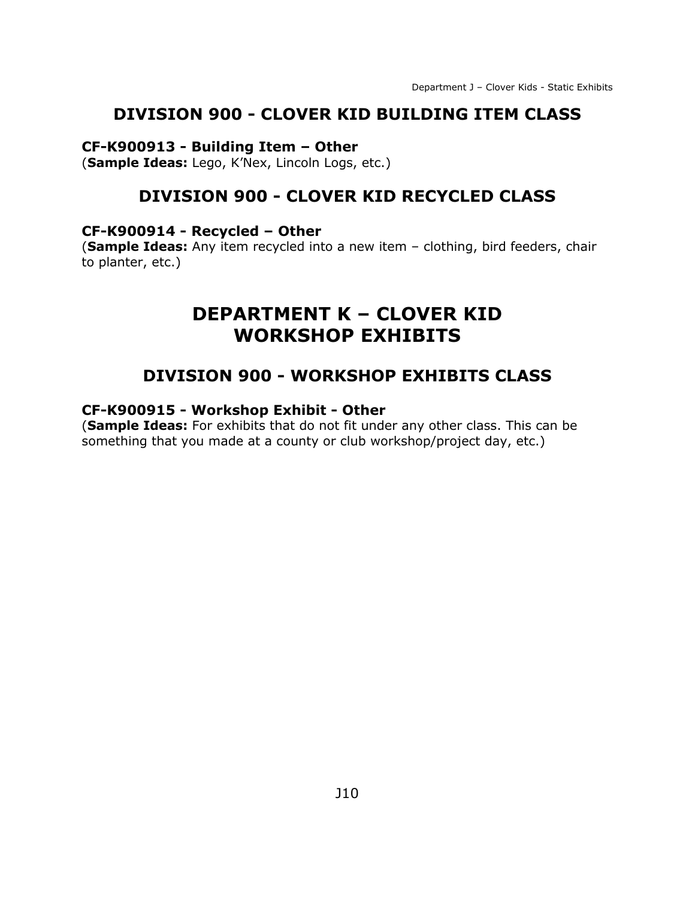## DIVISION 900 - CLOVER KID BUILDING ITEM CLASS

**CF-K900913 - Building Item – Other**
(**Sample Ideas:** Lego, K'Nex, Lincoln Logs, etc.)

## DIVISION 900 - CLOVER KID RECYCLED CLASS

**CF-K900914 - Recycled – Other**
(**Sample Ideas:** Any item recycled into a new item – clothing, bird feeders, chair to planter, etc.)

# DEPARTMENT K – CLOVER KID WORKSHOP EXHIBITS

## DIVISION 900 - WORKSHOP EXHIBITS CLASS

**CF-K900915 - Workshop Exhibit - Other**
(**Sample Ideas:** For exhibits that do not fit under any other class. This can be something that you made at a county or club workshop/project day, etc.)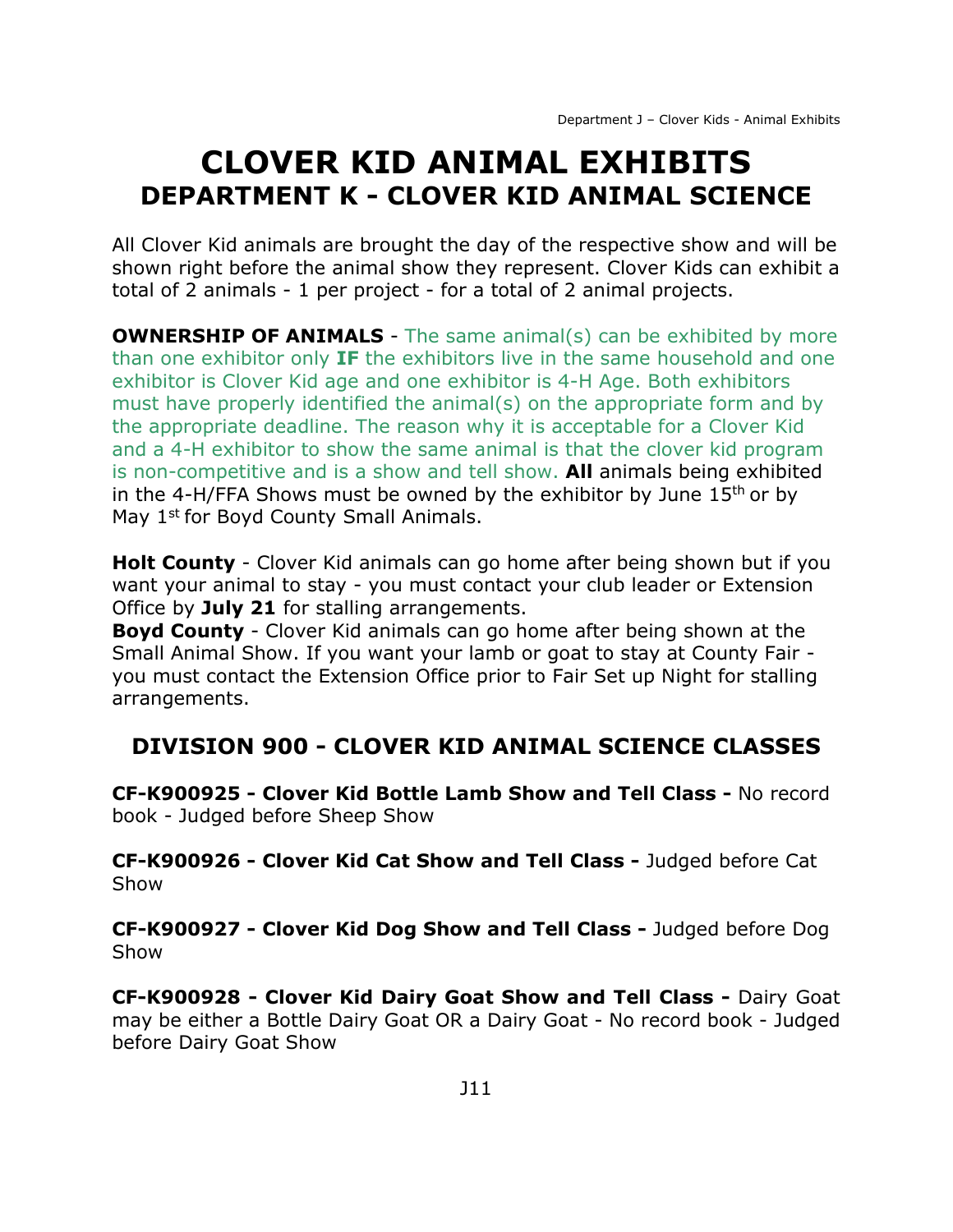# CLOVER KID ANIMAL EXHIBITS
## DEPARTMENT K - CLOVER KID ANIMAL SCIENCE

All Clover Kid animals are brought the day of the respective show and will be shown right before the animal show they represent. Clover Kids can exhibit a total of 2 animals - 1 per project - for a total of 2 animal projects.

**OWNERSHIP OF ANIMALS** - The same animal(s) can be exhibited by more than one exhibitor only **IF** the exhibitors live in the same household and one exhibitor is Clover Kid age and one exhibitor is 4-H Age. Both exhibitors must have properly identified the animal(s) on the appropriate form and by the appropriate deadline. The reason why it is acceptable for a Clover Kid and a 4-H exhibitor to show the same animal is that the clover kid program is non-competitive and is a show and tell show. **All** animals being exhibited in the 4-H/FFA Shows must be owned by the exhibitor by June 15th or by May 1st for Boyd County Small Animals.

**Holt County** - Clover Kid animals can go home after being shown but if you want your animal to stay - you must contact your club leader or Extension Office by **July 21** for stalling arrangements.
**Boyd County** - Clover Kid animals can go home after being shown at the Small Animal Show. If you want your lamb or goat to stay at County Fair - you must contact the Extension Office prior to Fair Set up Night for stalling arrangements.

### DIVISION 900 - CLOVER KID ANIMAL SCIENCE CLASSES

**CF-K900925 - Clover Kid Bottle Lamb Show and Tell Class -** No record book - Judged before Sheep Show

**CF-K900926 - Clover Kid Cat Show and Tell Class -** Judged before Cat Show

**CF-K900927 - Clover Kid Dog Show and Tell Class -** Judged before Dog Show

**CF-K900928 - Clover Kid Dairy Goat Show and Tell Class -** Dairy Goat may be either a Bottle Dairy Goat OR a Dairy Goat - No record book - Judged before Dairy Goat Show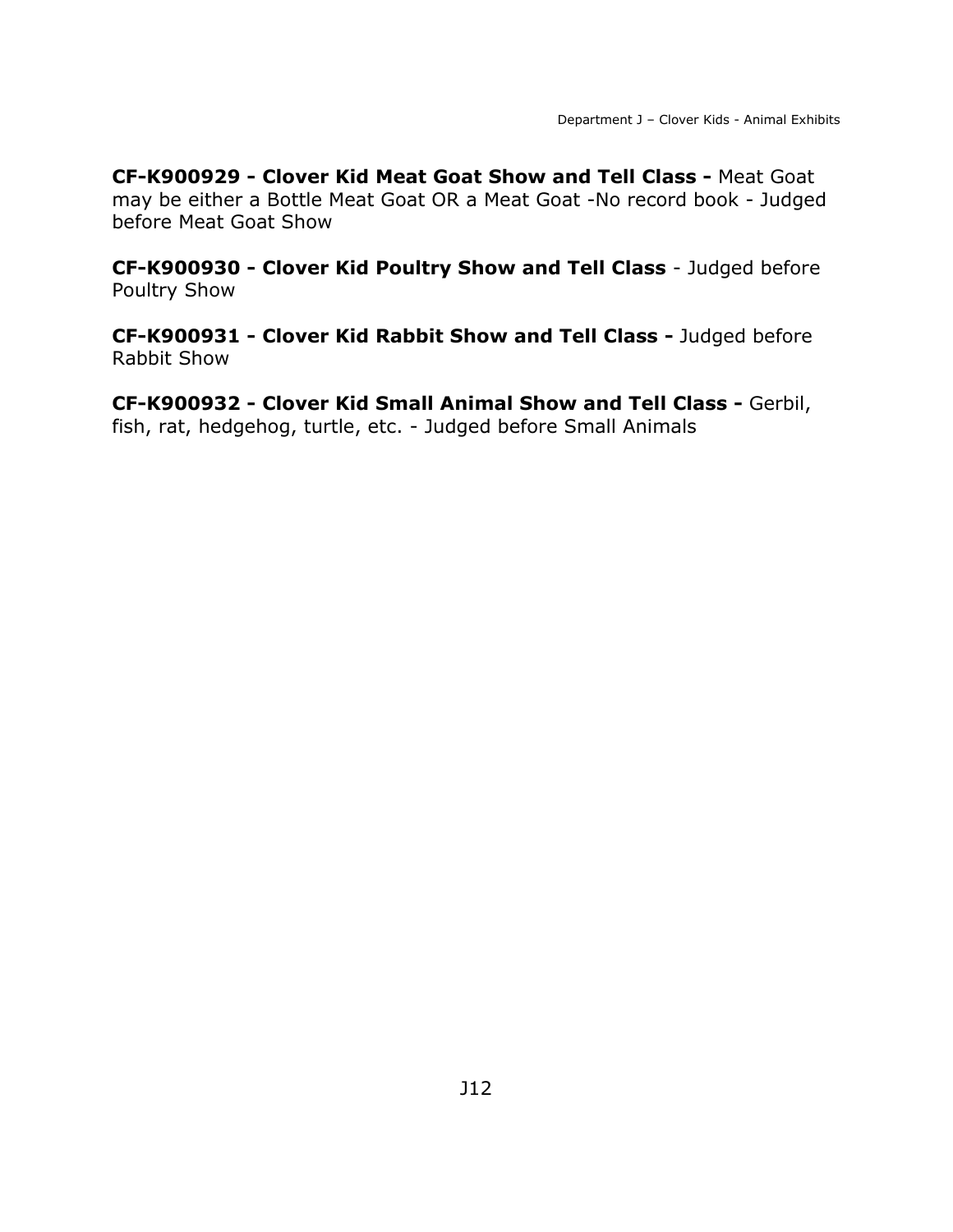**CF-K900929 - Clover Kid Meat Goat Show and Tell Class -** Meat Goat may be either a Bottle Meat Goat OR a Meat Goat -No record book - Judged before Meat Goat Show

**CF-K900930 - Clover Kid Poultry Show and Tell Class** - Judged before Poultry Show

**CF-K900931 - Clover Kid Rabbit Show and Tell Class -** Judged before Rabbit Show

**CF-K900932 - Clover Kid Small Animal Show and Tell Class -** Gerbil, fish, rat, hedgehog, turtle, etc. - Judged before Small Animals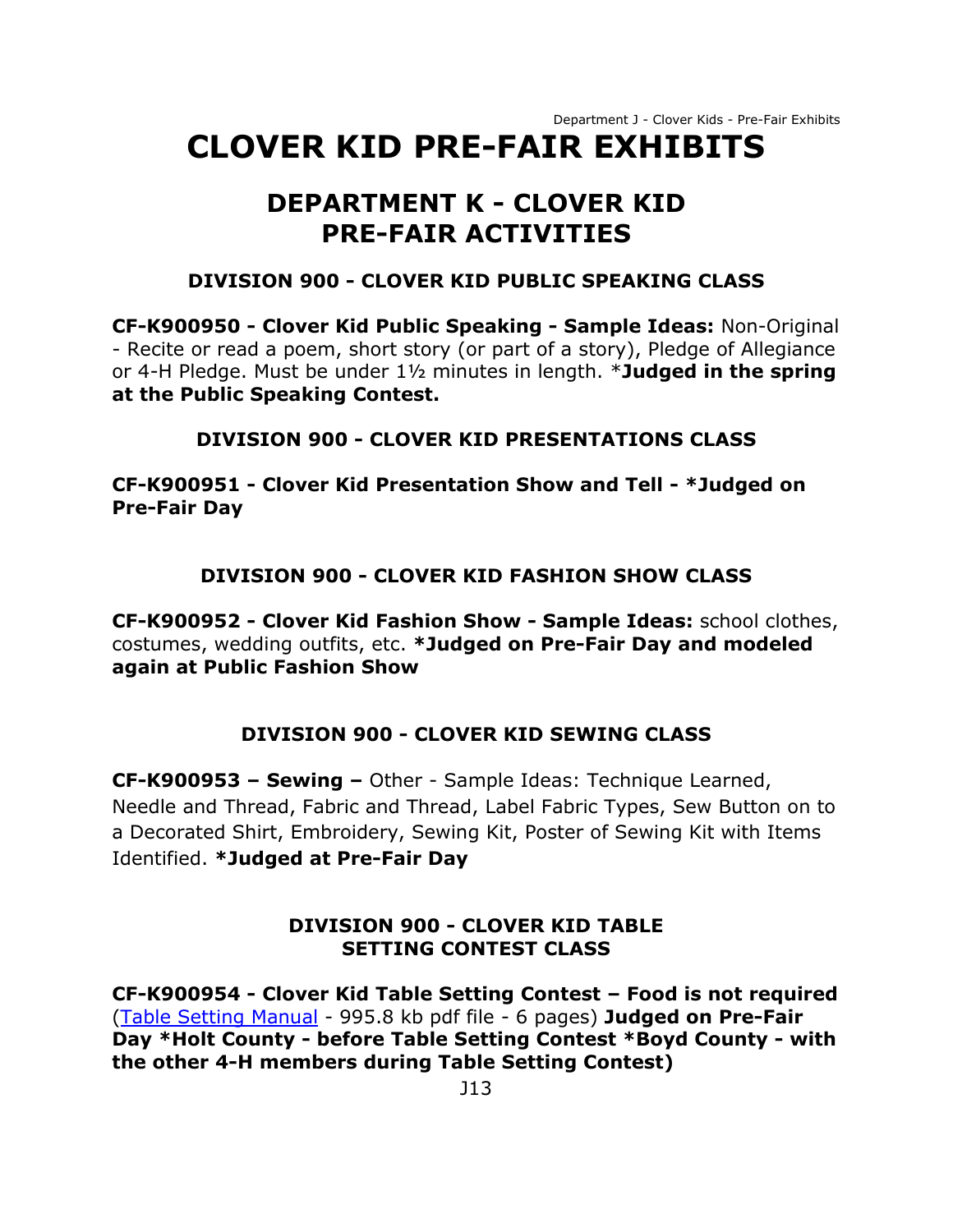# CLOVER KID PRE-FAIR EXHIBITS

## DEPARTMENT K - CLOVER KID PRE-FAIR ACTIVITIES

### DIVISION 900 - CLOVER KID PUBLIC SPEAKING CLASS

**CF-K900950 - Clover Kid Public Speaking - Sample Ideas:** Non-Original - Recite or read a poem, short story (or part of a story), Pledge of Allegiance or 4-H Pledge. Must be under 1½ minutes in length. ***Judged in the spring at the Public Speaking Contest.**

### DIVISION 900 - CLOVER KID PRESENTATIONS CLASS

**CF-K900951 - Clover Kid Presentation Show and Tell - *Judged on Pre-Fair Day**

### DIVISION 900 - CLOVER KID FASHION SHOW CLASS

**CF-K900952 - Clover Kid Fashion Show - Sample Ideas:** school clothes, costumes, wedding outfits, etc. ***Judged on Pre-Fair Day and modeled again at Public Fashion Show**

### DIVISION 900 - CLOVER KID SEWING CLASS

**CF-K900953 – Sewing –** Other - Sample Ideas: Technique Learned, Needle and Thread, Fabric and Thread, Label Fabric Types, Sew Button on to a Decorated Shirt, Embroidery, Sewing Kit, Poster of Sewing Kit with Items Identified. ***Judged at Pre-Fair Day**

### DIVISION 900 - CLOVER KID TABLE SETTING CONTEST CLASS

**CF-K900954 - Clover Kid Table Setting Contest – Food is not required** (Table Setting Manual - 995.8 kb pdf file - 6 pages) **Judged on Pre-Fair Day *Holt County - before Table Setting Contest *Boyd County - with the other 4-H members during Table Setting Contest)**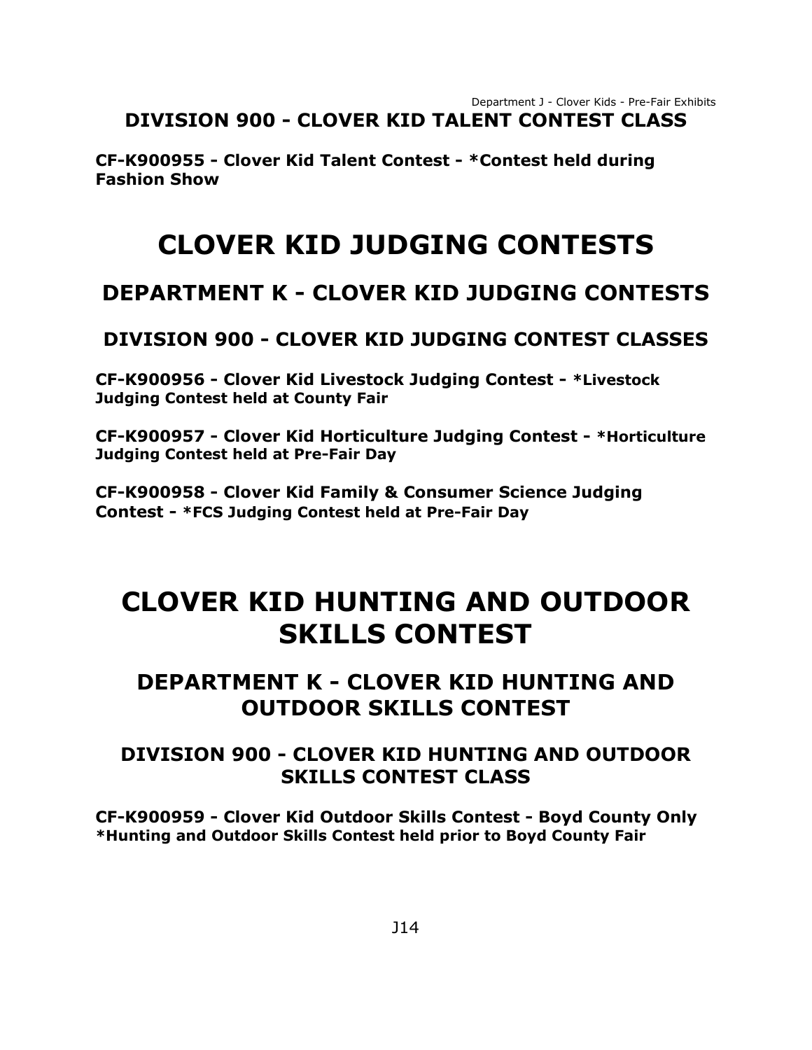## DIVISION 900 - CLOVER KID TALENT CONTEST CLASS

**CF-K900955 - Clover Kid Talent Contest - *Contest held during Fashion Show**

# CLOVER KID JUDGING CONTESTS

## DEPARTMENT K - CLOVER KID JUDGING CONTESTS

### DIVISION 900 - CLOVER KID JUDGING CONTEST CLASSES

**CF-K900956 - Clover Kid Livestock Judging Contest - *Livestock Judging Contest held at County Fair**

**CF-K900957 - Clover Kid Horticulture Judging Contest - *Horticulture Judging Contest held at Pre-Fair Day**

**CF-K900958 - Clover Kid Family & Consumer Science Judging Contest - *FCS Judging Contest held at Pre-Fair Day**

# CLOVER KID HUNTING AND OUTDOOR SKILLS CONTEST

## DEPARTMENT K - CLOVER KID HUNTING AND OUTDOOR SKILLS CONTEST

### DIVISION 900 - CLOVER KID HUNTING AND OUTDOOR SKILLS CONTEST CLASS

**CF-K900959 - Clover Kid Outdoor Skills Contest - Boyd County Only *Hunting and Outdoor Skills Contest held prior to Boyd County Fair**